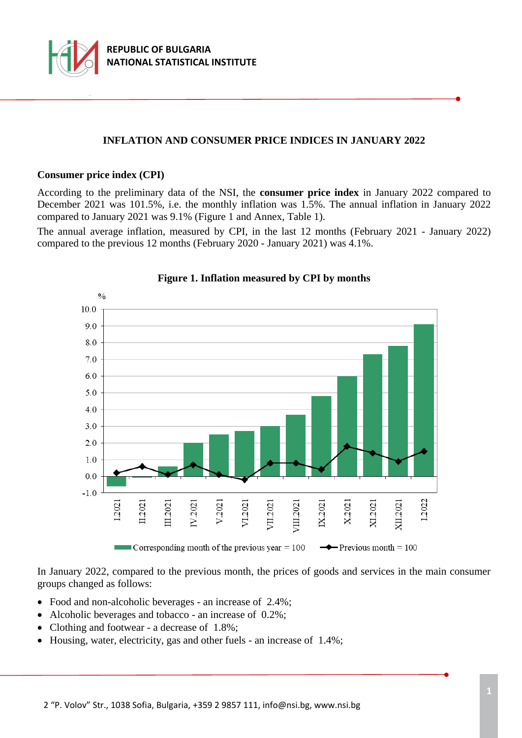# INFLATION AND CONSUMER PRICE INDICES IN JANUARY 2022

## Consumer price index (CPI)

According to the preliminary data of the NSI, the **consumer price index** in January 2022 compared to December 2021 was 101.5%, i.e. the monthly inflation was 1.5%. The annual inflation in January 2022 compared to January 2021 was 9.1% (Figure 1 and Annex, Table 1).

The annual average inflation, measured by CPI, in the last 12 months (February 2021 - January 2022) compared to the previous 12 months (February 2020 - January 2021) was 4.1%.

**Figure 1. Inflation measured by CPI by months**

In January 2022, compared to the previous month, the prices of goods and services in the main consumer groups changed as follows:

- Food and non-alcoholic beverages - an increase of 2.4%;
- Alcoholic beverages and tobacco - an increase of 0.2%;
- Clothing and footwear - a decrease of 1.8%;
- Housing, water, electricity, gas and other fuels - an increase of 1.4%;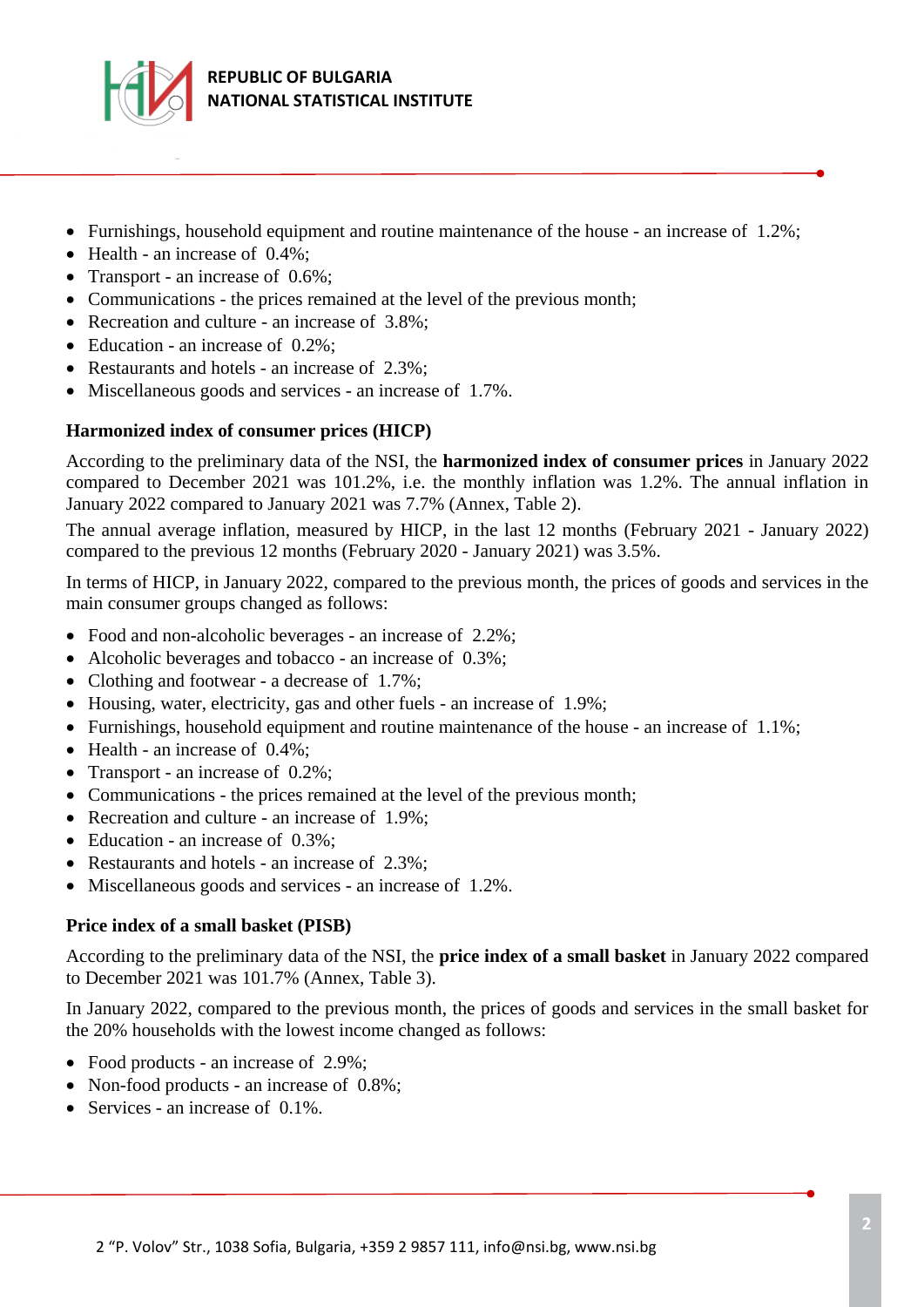- Furnishings, household equipment and routine maintenance of the house - an increase of 1.2%;
- Health - an increase of 0.4%;
- Transport - an increase of 0.6%;
- Communications - the prices remained at the level of the previous month;
- Recreation and culture - an increase of 3.8%;
- Education - an increase of 0.2%;
- Restaurants and hotels - an increase of 2.3%;
- Miscellaneous goods and services - an increase of 1.7%.

### Harmonized index of consumer prices (HICP)

According to the preliminary data of the NSI, the **harmonized index of consumer prices** in January 2022 compared to December 2021 was 101.2%, i.e. the monthly inflation was 1.2%. The annual inflation in January 2022 compared to January 2021 was 7.7% (Annex, Table 2).

The annual average inflation, measured by HICP, in the last 12 months (February 2021 - January 2022) compared to the previous 12 months (February 2020 - January 2021) was 3.5%.

In terms of HICP, in January 2022, compared to the previous month, the prices of goods and services in the main consumer groups changed as follows:

- Food and non-alcoholic beverages - an increase of 2.2%;
- Alcoholic beverages and tobacco - an increase of 0.3%;
- Clothing and footwear - a decrease of 1.7%;
- Housing, water, electricity, gas and other fuels - an increase of 1.9%;
- Furnishings, household equipment and routine maintenance of the house - an increase of 1.1%;
- Health - an increase of 0.4%;
- Transport - an increase of 0.2%;
- Communications - the prices remained at the level of the previous month;
- Recreation and culture - an increase of 1.9%;
- Education - an increase of 0.3%;
- Restaurants and hotels - an increase of 2.3%;
- Miscellaneous goods and services - an increase of 1.2%.

### Price index of a small basket (PISB)

According to the preliminary data of the NSI, the **price index of a small basket** in January 2022 compared to December 2021 was 101.7% (Annex, Table 3).

In January 2022, compared to the previous month, the prices of goods and services in the small basket for the 20% households with the lowest income changed as follows:

- Food products - an increase of 2.9%;
- Non-food products - an increase of 0.8%;
- Services - an increase of 0.1%.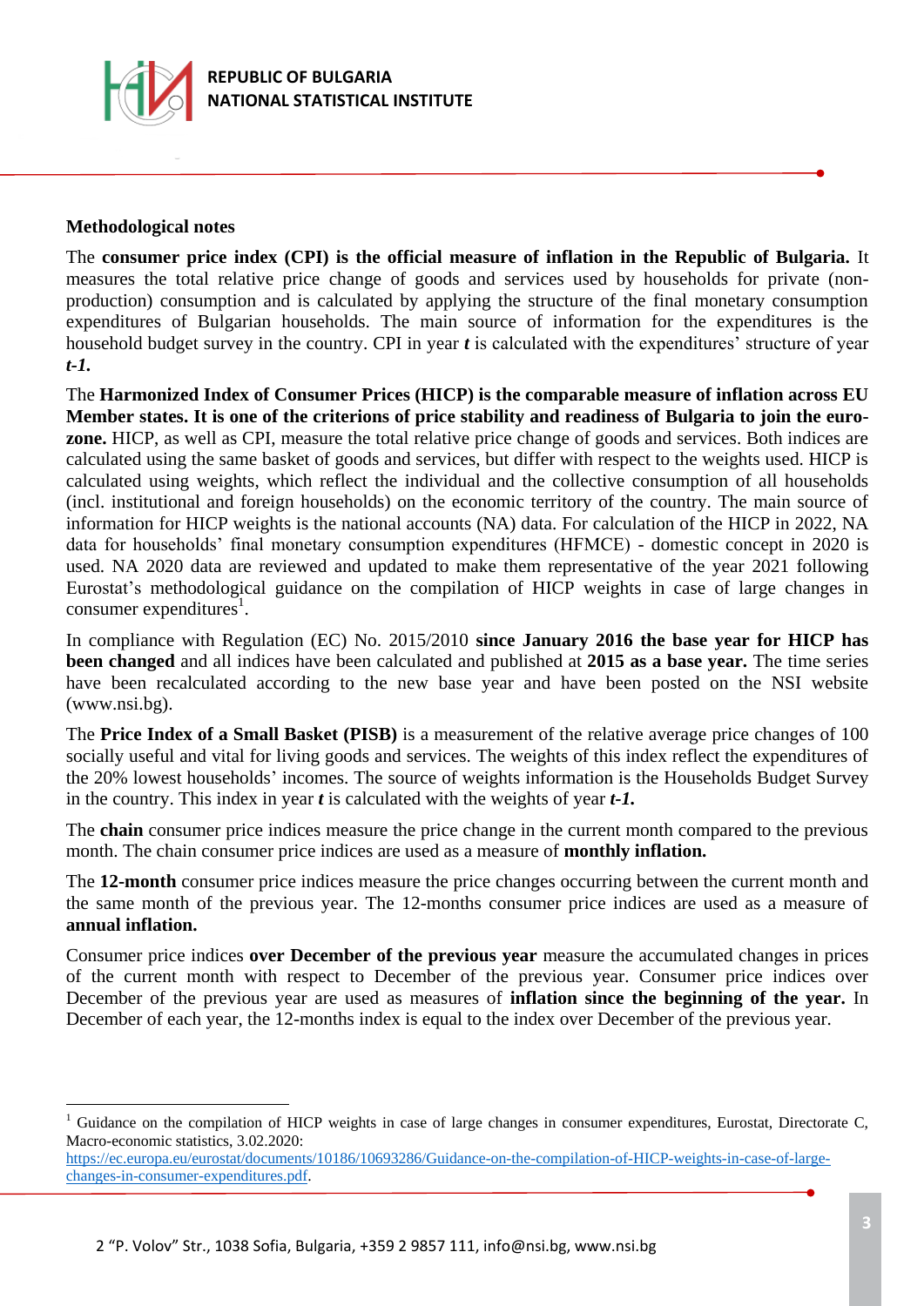**Methodological notes**

The **consumer price index (CPI) is the official measure of inflation in the Republic of Bulgaria.** It measures the total relative price change of goods and services used by households for private (non-production) consumption and is calculated by applying the structure of the final monetary consumption expenditures of Bulgarian households. The main source of information for the expenditures is the household budget survey in the country. CPI in year ***t*** is calculated with the expenditures' structure of year ***t-1.***

The **Harmonized Index of Consumer Prices (HICP) is the comparable measure of inflation across EU Member states. It is one of the criterions of price stability and readiness of Bulgaria to join the euro-zone.** HICP, as well as CPI, measure the total relative price change of goods and services. Both indices are calculated using the same basket of goods and services, but differ with respect to the weights used. HICP is calculated using weights, which reflect the individual and the collective consumption of all households (incl. institutional and foreign households) on the economic territory of the country. The main source of information for HICP weights is the national accounts (NA) data. For calculation of the HICP in 2022, NA data for households' final monetary consumption expenditures (HFMCE) - domestic concept in 2020 is used. NA 2020 data are reviewed and updated to make them representative of the year 2021 following Eurostat's methodological guidance on the compilation of HICP weights in case of large changes in consumer expenditures[1].

In compliance with Regulation (EC) No. 2015/2010 **since January 2016 the base year for HICP has been changed** and all indices have been calculated and published at **2015 as a base year.** The time series have been recalculated according to the new base year and have been posted on the NSI website (www.nsi.bg).

The **Price Index of a Small Basket (PISB)** is a measurement of the relative average price changes of 100 socially useful and vital for living goods and services. The weights of this index reflect the expenditures of the 20% lowest households' incomes. The source of weights information is the Households Budget Survey in the country. This index in year ***t*** is calculated with the weights of year ***t-1.***

The **chain** consumer price indices measure the price change in the current month compared to the previous month. The chain consumer price indices are used as a measure of **monthly inflation.**

The **12-month** consumer price indices measure the price changes occurring between the current month and the same month of the previous year. The 12-months consumer price indices are used as a measure of **annual inflation.**

Consumer price indices **over December of the previous year** measure the accumulated changes in prices of the current month with respect to December of the previous year. Consumer price indices over December of the previous year are used as measures of **inflation since the beginning of the year.** In December of each year, the 12-months index is equal to the index over December of the previous year.

---

[1] Guidance on the compilation of HICP weights in case of large changes in consumer expenditures, Eurostat, Directorate C, Macro-economic statistics, 3.02.2020: https://ec.europa.eu/eurostat/documents/10186/10693286/Guidance-on-the-compilation-of-HICP-weights-in-case-of-large-changes-in-consumer-expenditures.pdf.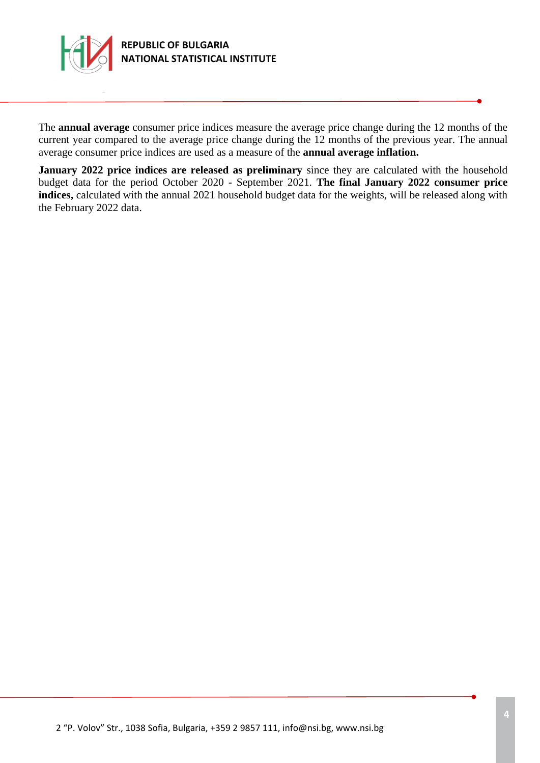The **annual average** consumer price indices measure the average price change during the 12 months of the current year compared to the average price change during the 12 months of the previous year. The annual average consumer price indices are used as a measure of the **annual average inflation.**

**January 2022 price indices are released as preliminary** since they are calculated with the household budget data for the period October 2020 - September 2021. **The final January 2022 consumer price indices,** calculated with the annual 2021 household budget data for the weights, will be released along with the February 2022 data.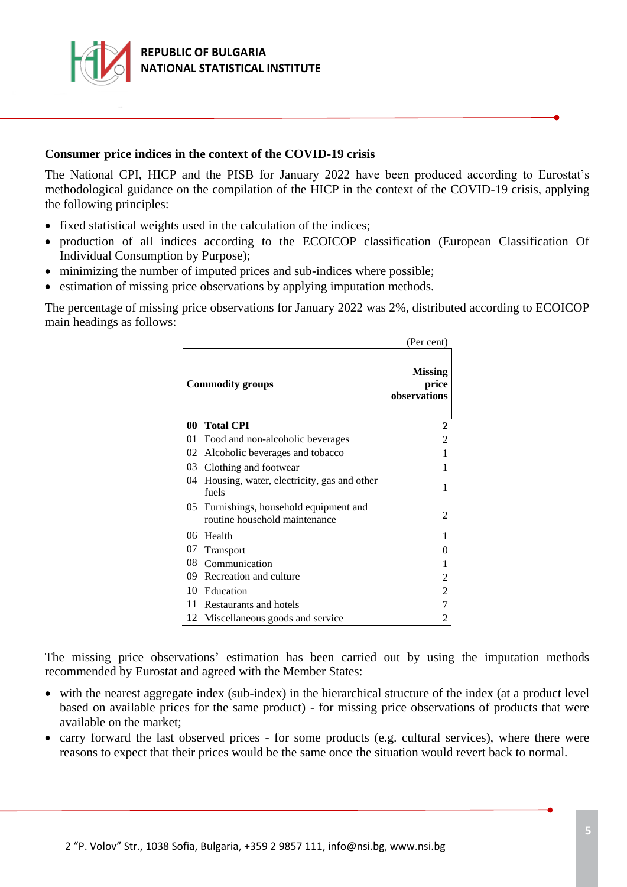## Consumer price indices in the context of the COVID-19 crisis

The National CPI, HICP and the PISB for January 2022 have been produced according to Eurostat's methodological guidance on the compilation of the HICP in the context of the COVID-19 crisis, applying the following principles:

- fixed statistical weights used in the calculation of the indices;
- production of all indices according to the ECOICOP classification (European Classification Of Individual Consumption by Purpose);
- minimizing the number of imputed prices and sub-indices where possible;
- estimation of missing price observations by applying imputation methods.

The percentage of missing price observations for January 2022 was 2%, distributed according to ECOICOP main headings as follows:

(Per cent)

| | Commodity groups | Missing price observations |
|---|---|---|
| **00** | **Total CPI** | **2** |
| 01 | Food and non-alcoholic beverages | 2 |
| 02 | Alcoholic beverages and tobacco | 1 |
| 03 | Clothing and footwear | 1 |
| 04 | Housing, water, electricity, gas and other fuels | 1 |
| 05 | Furnishings, household equipment and routine household maintenance | 2 |
| 06 | Health | 1 |
| 07 | Transport | 0 |
| 08 | Communication | 1 |
| 09 | Recreation and culture | 2 |
| 10 | Education | 2 |
| 11 | Restaurants and hotels | 7 |
| 12 | Miscellaneous goods and service | 2 |

The missing price observations' estimation has been carried out by using the imputation methods recommended by Eurostat and agreed with the Member States:

- with the nearest aggregate index (sub-index) in the hierarchical structure of the index (at a product level based on available prices for the same product) - for missing price observations of products that were available on the market;
- carry forward the last observed prices - for some products (e.g. cultural services), where there were reasons to expect that their prices would be the same once the situation would revert back to normal.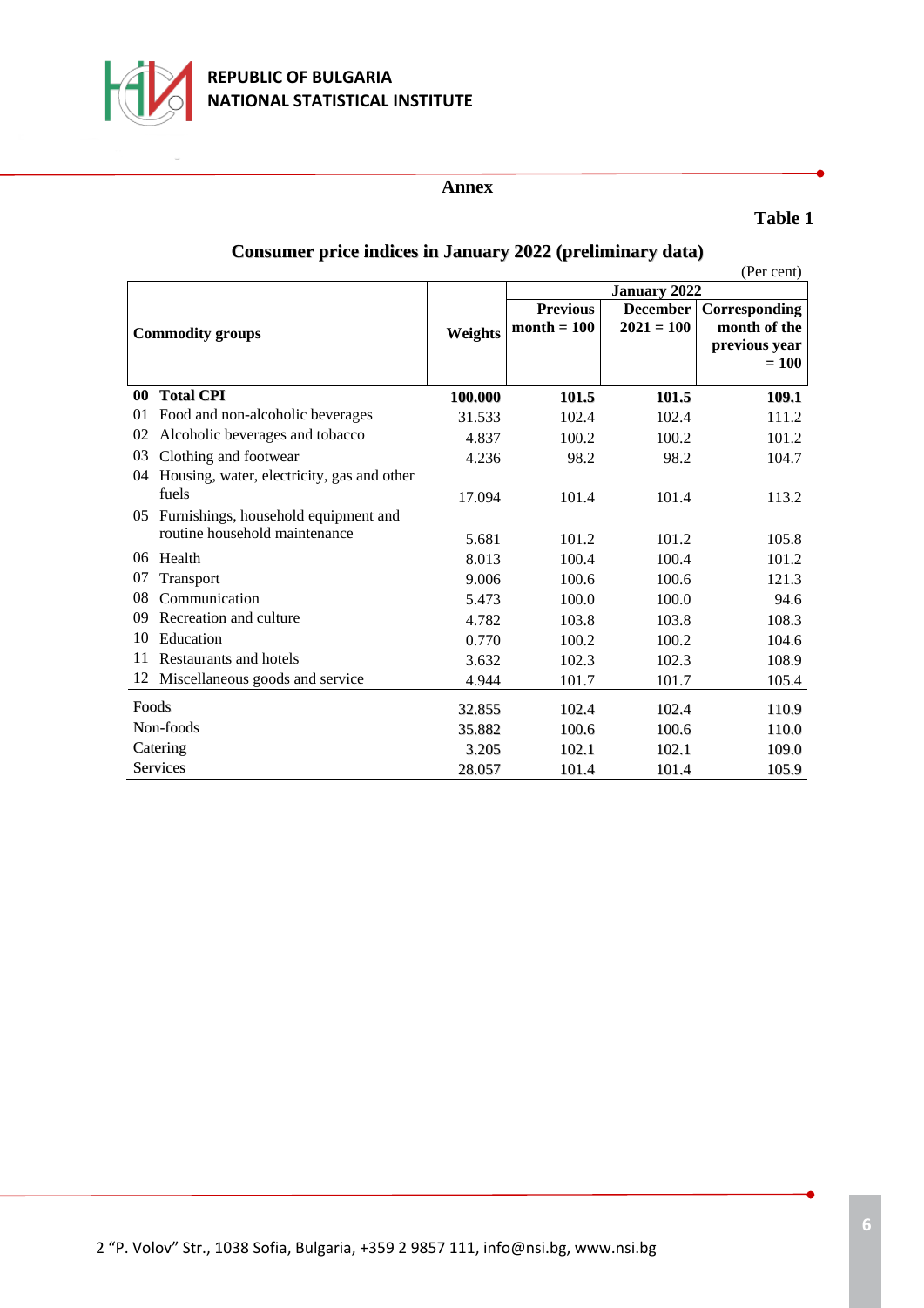REPUBLIC OF BULGARIA
NATIONAL STATISTICAL INSTITUTE

**Annex**

**Table 1**

**Consumer price indices in January 2022 (preliminary data)**

(Per cent)

| Commodity groups | Weights | January 2022 | | |
|---|---|---|---|---|
| | | Previous month = 100 | December 2021 = 100 | Corresponding month of the previous year = 100 |
| **00 Total CPI** | **100.000** | **101.5** | **101.5** | **109.1** |
| 01 Food and non-alcoholic beverages | 31.533 | 102.4 | 102.4 | 111.2 |
| 02 Alcoholic beverages and tobacco | 4.837 | 100.2 | 100.2 | 101.2 |
| 03 Clothing and footwear | 4.236 | 98.2 | 98.2 | 104.7 |
| 04 Housing, water, electricity, gas and other fuels | 17.094 | 101.4 | 101.4 | 113.2 |
| 05 Furnishings, household equipment and routine household maintenance | 5.681 | 101.2 | 101.2 | 105.8 |
| 06 Health | 8.013 | 100.4 | 100.4 | 101.2 |
| 07 Transport | 9.006 | 100.6 | 100.6 | 121.3 |
| 08 Communication | 5.473 | 100.0 | 100.0 | 94.6 |
| 09 Recreation and culture | 4.782 | 103.8 | 103.8 | 108.3 |
| 10 Education | 0.770 | 100.2 | 100.2 | 104.6 |
| 11 Restaurants and hotels | 3.632 | 102.3 | 102.3 | 108.9 |
| 12 Miscellaneous goods and service | 4.944 | 101.7 | 101.7 | 105.4 |
| Foods | 32.855 | 102.4 | 102.4 | 110.9 |
| Non-foods | 35.882 | 100.6 | 100.6 | 110.0 |
| Catering | 3.205 | 102.1 | 102.1 | 109.0 |
| Services | 28.057 | 101.4 | 101.4 | 105.9 |

2 "P. Volov" Str., 1038 Sofia, Bulgaria, +359 2 9857 111, info@nsi.bg, www.nsi.bg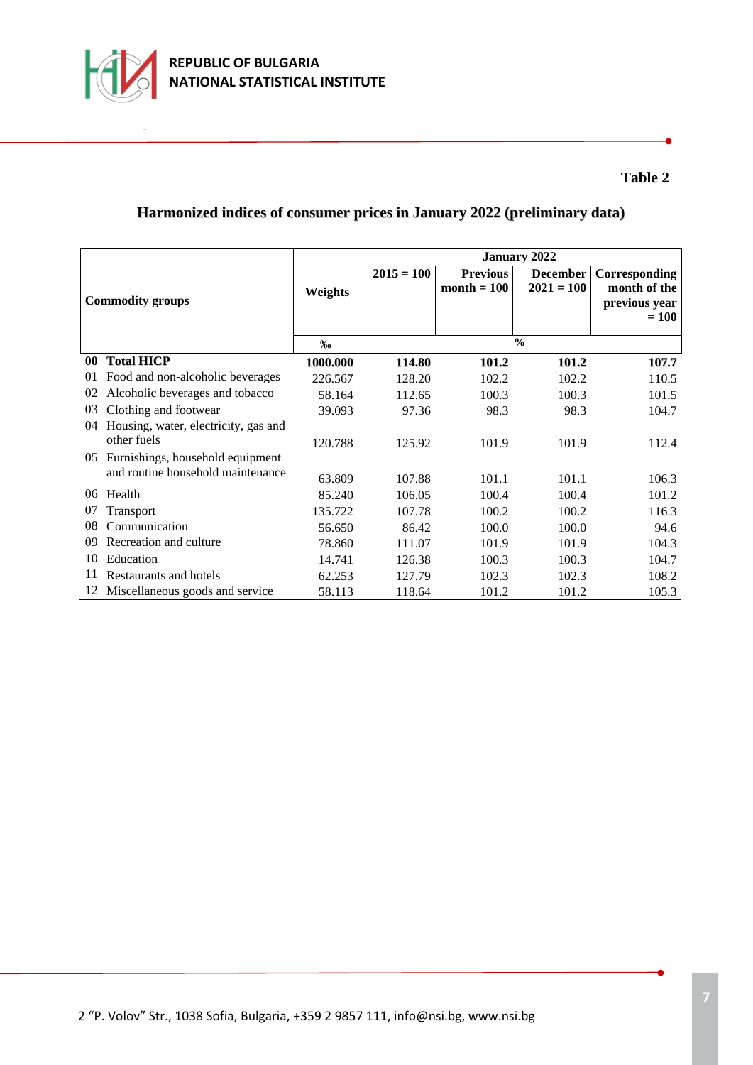**Table 2**

## Harmonized indices of consumer prices in January 2022 (preliminary data)

| | Commodity groups | Weights | January 2022 | | | |
|---|---|---|---|---|---|---|
| | | | 2015 = 100 | Previous month = 100 | December 2021 = 100 | Corresponding month of the previous year = 100 |
| | | ‰ | % | | | |
| **00** | **Total HICP** | **1000.000** | **114.80** | **101.2** | **101.2** | **107.7** |
| 01 | Food and non-alcoholic beverages | 226.567 | 128.20 | 102.2 | 102.2 | 110.5 |
| 02 | Alcoholic beverages and tobacco | 58.164 | 112.65 | 100.3 | 100.3 | 101.5 |
| 03 | Clothing and footwear | 39.093 | 97.36 | 98.3 | 98.3 | 104.7 |
| 04 | Housing, water, electricity, gas and other fuels | 120.788 | 125.92 | 101.9 | 101.9 | 112.4 |
| 05 | Furnishings, household equipment and routine household maintenance | 63.809 | 107.88 | 101.1 | 101.1 | 106.3 |
| 06 | Health | 85.240 | 106.05 | 100.4 | 100.4 | 101.2 |
| 07 | Transport | 135.722 | 107.78 | 100.2 | 100.2 | 116.3 |
| 08 | Communication | 56.650 | 86.42 | 100.0 | 100.0 | 94.6 |
| 09 | Recreation and culture | 78.860 | 111.07 | 101.9 | 101.9 | 104.3 |
| 10 | Education | 14.741 | 126.38 | 100.3 | 100.3 | 104.7 |
| 11 | Restaurants and hotels | 62.253 | 127.79 | 102.3 | 102.3 | 108.2 |
| 12 | Miscellaneous goods and service | 58.113 | 118.64 | 101.2 | 101.2 | 105.3 |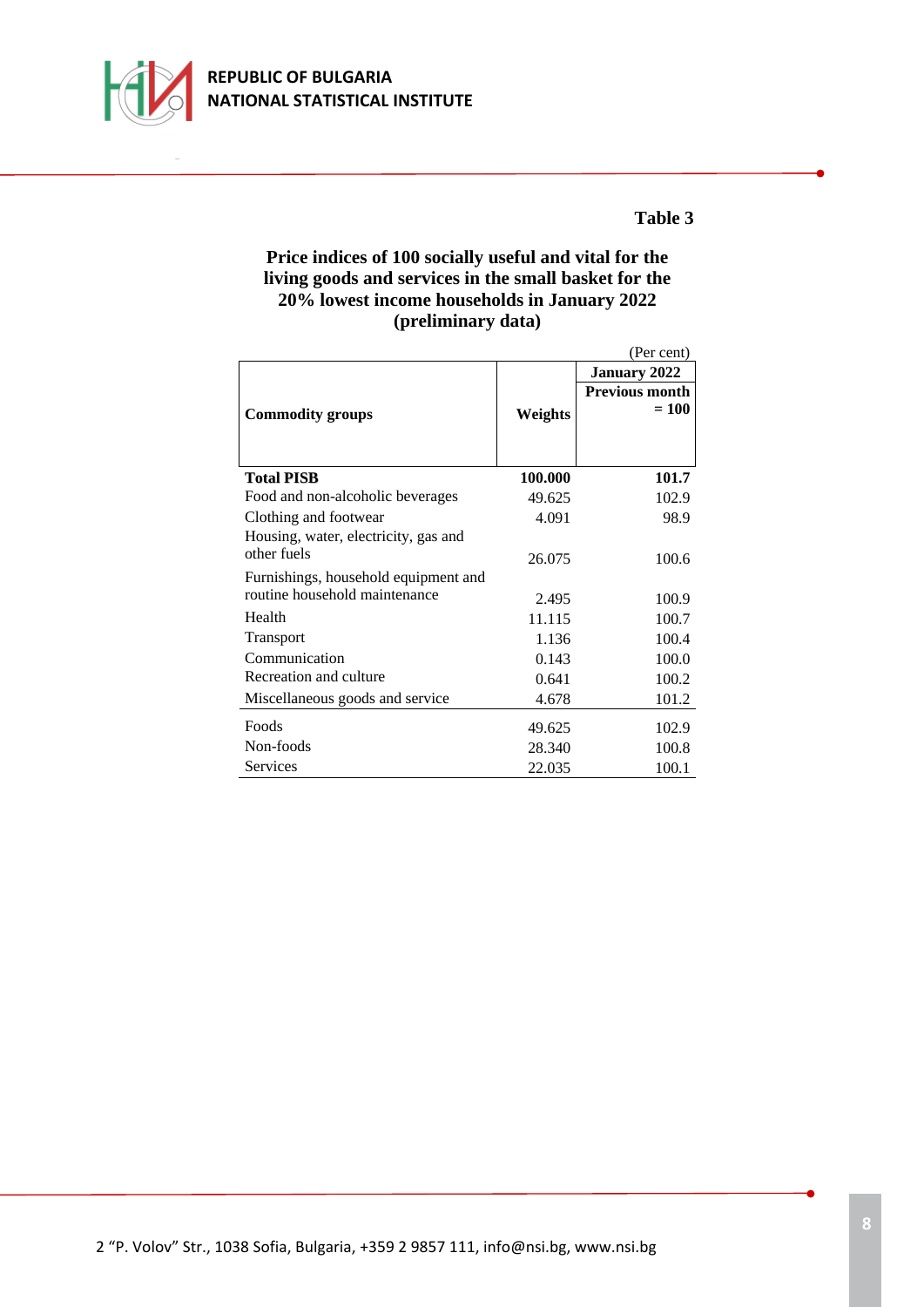**Table 3**

**Price indices of 100 socially useful and vital for the living goods and services in the small basket for the 20% lowest income households in January 2022 (preliminary data)**

(Per cent)

| Commodity groups | Weights | January 2022 Previous month = 100 |
|---|---|---|
| **Total PISB** | **100.000** | **101.7** |
| Food and non-alcoholic beverages | 49.625 | 102.9 |
| Clothing and footwear | 4.091 | 98.9 |
| Housing, water, electricity, gas and other fuels | 26.075 | 100.6 |
| Furnishings, household equipment and routine household maintenance | 2.495 | 100.9 |
| Health | 11.115 | 100.7 |
| Transport | 1.136 | 100.4 |
| Communication | 0.143 | 100.0 |
| Recreation and culture | 0.641 | 100.2 |
| Miscellaneous goods and service | 4.678 | 101.2 |
| Foods | 49.625 | 102.9 |
| Non-foods | 28.340 | 100.8 |
| Services | 22.035 | 100.1 |